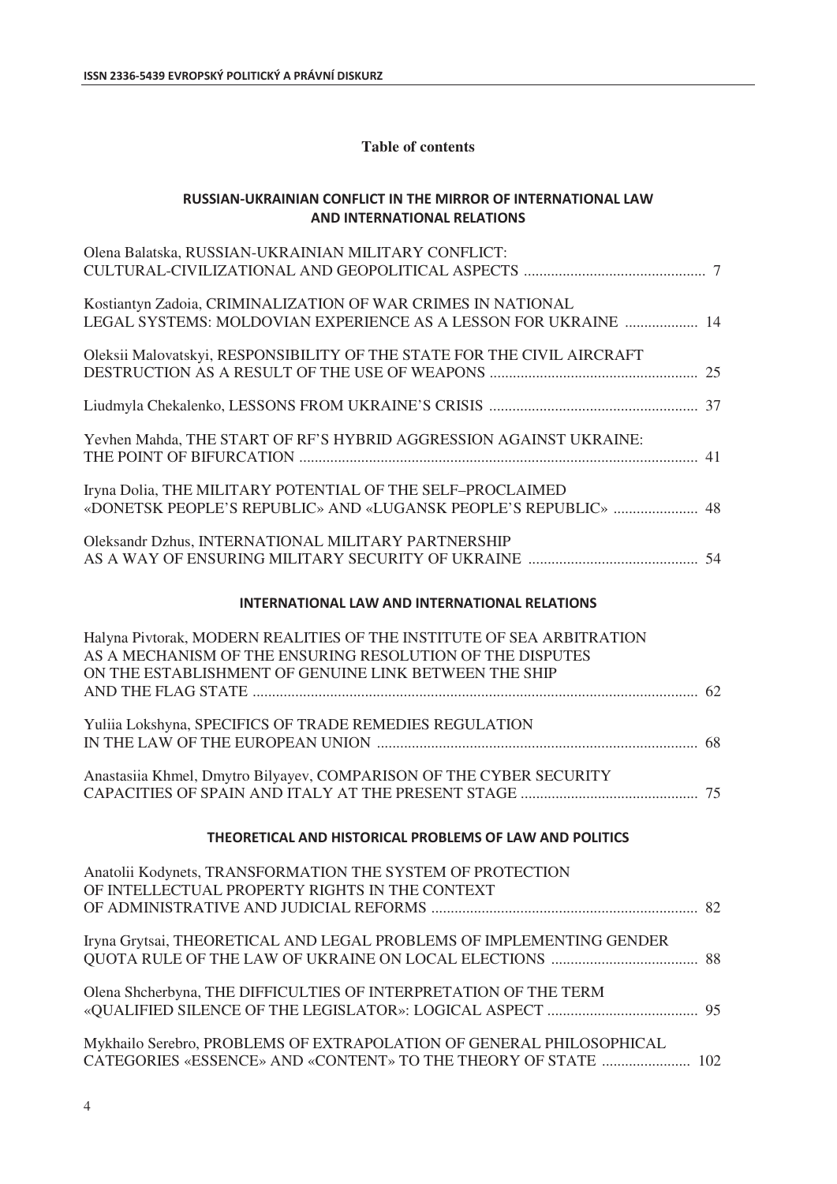# Table of contents

## RUSSIAN-UKRAINIAN CONFLICT IN THE MIRROR OF INTERNATIONAL LAW AND INTERNATIONAL RELATIONS

Olena Balatska, RUSSIAN-UKRAINIAN MILITARY CONFLICT: CULTURAL-CIVILIZATIONAL AND GEOPOLITICAL ASPECTS ............................................... 7

Kostiantyn Zadoia, CRIMINALIZATION OF WAR CRIMES IN NATIONAL LEGAL SYSTEMS: MOLDOVIAN EXPERIENCE AS A LESSON FOR UKRAINE .................. 14

Oleksii Malovatskyi, RESPONSIBILITY OF THE STATE FOR THE CIVIL AIRCRAFT DESTRUCTION AS A RESULT OF THE USE OF WEAPONS ...................................................... 25

Liudmyla Chekalenko, LESSONS FROM UKRAINE'S CRISIS ...................................................... 37

Yevhen Mahda, THE START OF RF'S HYBRID AGGRESSION AGAINST UKRAINE: THE POINT OF BIFURCATION ...................................................................................................... 41

Iryna Dolia, THE MILITARY POTENTIAL OF THE SELF–PROCLAIMED «DONETSK PEOPLE'S REPUBLIC» AND «LUGANSK PEOPLE'S REPUBLIC» ...................... 48

Oleksandr Dzhus, INTERNATIONAL MILITARY PARTNERSHIP AS A WAY OF ENSURING MILITARY SECURITY OF UKRAINE ............................................ 54

## INTERNATIONAL LAW AND INTERNATIONAL RELATIONS

Halyna Pivtorak, MODERN REALITIES OF THE INSTITUTE OF SEA ARBITRATION AS A MECHANISM OF THE ENSURING RESOLUTION OF THE DISPUTES ON THE ESTABLISHMENT OF GENUINE LINK BETWEEN THE SHIP AND THE FLAG STATE ................................................................................................................... 62

Yuliia Lokshyna, SPECIFICS OF TRADE REMEDIES REGULATION IN THE LAW OF THE EUROPEAN UNION .................................................................................. 68

Anastasiia Khmel, Dmytro Bilyayev, COMPARISON OF THE CYBER SECURITY CAPACITIES OF SPAIN AND ITALY AT THE PRESENT STAGE ............................................. 75

## THEORETICAL AND HISTORICAL PROBLEMS OF LAW AND POLITICS

Anatolii Kodynets, TRANSFORMATION THE SYSTEM OF PROTECTION OF INTELLECTUAL PROPERTY RIGHTS IN THE CONTEXT OF ADMINISTRATIVE AND JUDICIAL REFORMS ..................................................................... 82

Iryna Grytsai, THEORETICAL AND LEGAL PROBLEMS OF IMPLEMENTING GENDER QUOTA RULE OF THE LAW OF UKRAINE ON LOCAL ELECTIONS ...................................... 88

Olena Shcherbyna, THE DIFFICULTIES OF INTERPRETATION OF THE TERM «QUALIFIED SILENCE OF THE LEGISLATOR»: LOGICAL ASPECT ....................................... 95

Mykhailo Serebro, PROBLEMS OF EXTRAPOLATION OF GENERAL PHILOSOPHICAL CATEGORIES «ESSENCE» AND «CONTENT» TO THE THEORY OF STATE ....................... 102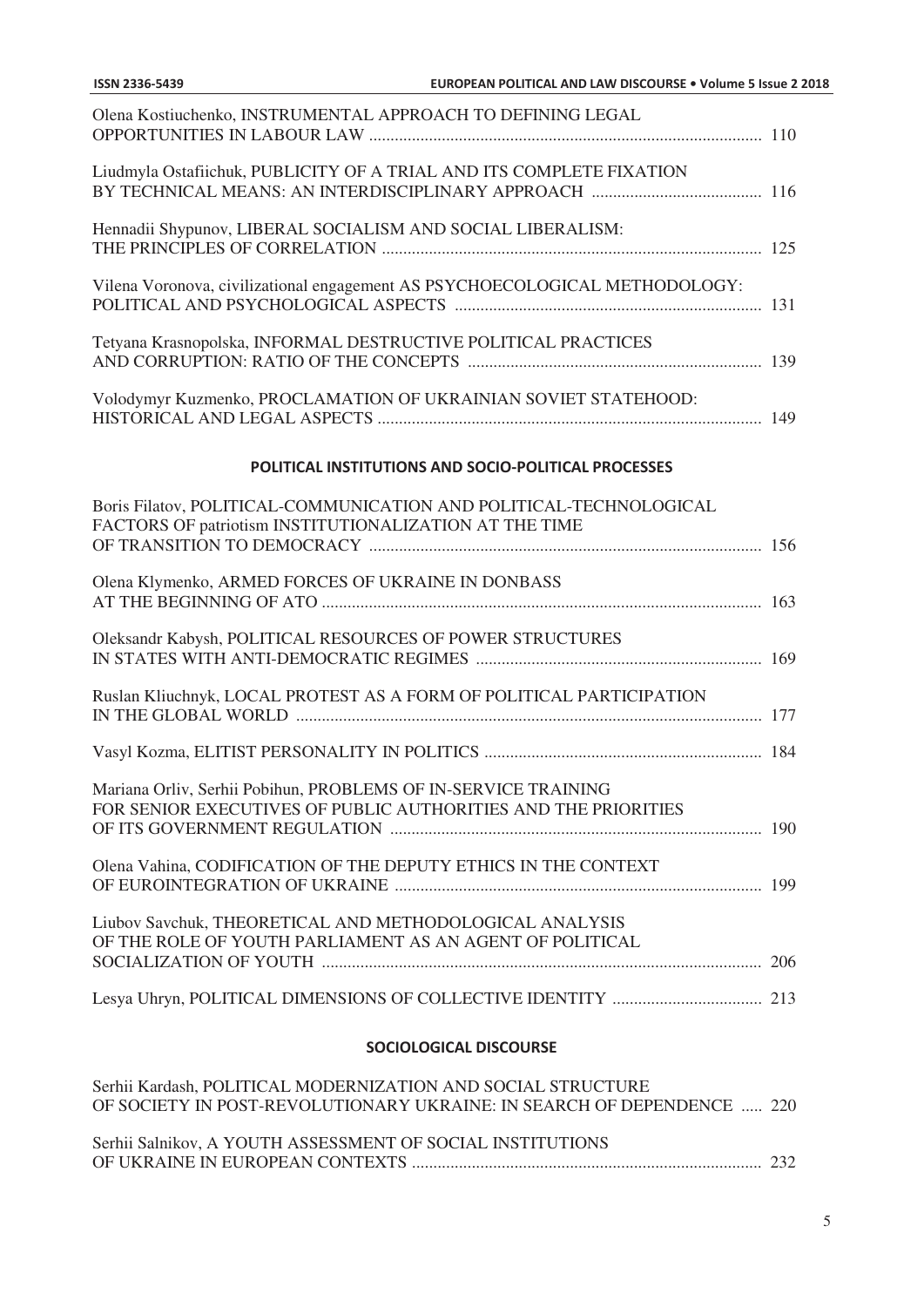Olena Kostiuchenko, INSTRUMENTAL APPROACH TO DEFINING LEGAL OPPORTUNITIES IN LABOUR LAW ........................................................................................... 110

Liudmyla Ostafiichuk, PUBLICITY OF A TRIAL AND ITS COMPLETE FIXATION BY TECHNICAL MEANS: AN INTERDISCIPLINARY APPROACH ........................................ 116

Hennadii Shypunov, LIBERAL SOCIALISM AND SOCIAL LIBERALISM: THE PRINCIPLES OF CORRELATION ........................................................................................ 125

Vilena Voronova, civilizational engagement AS PSYCHOECOLOGICAL METHODOLOGY: POLITICAL AND PSYCHOLOGICAL ASPECTS ....................................................................... 131

Tetyana Krasnopolska, INFORMAL DESTRUCTIVE POLITICAL PRACTICES AND CORRUPTION: RATIO OF THE CONCEPTS .................................................................... 139

Volodymyr Kuzmenko, PROCLAMATION OF UKRAINIAN SOVIET STATEHOOD: HISTORICAL AND LEGAL ASPECTS ......................................................................................... 149

## POLITICAL INSTITUTIONS AND SOCIO-POLITICAL PROCESSES

Boris Filatov, POLITICAL-COMMUNICATION AND POLITICAL-TECHNOLOGICAL FACTORS OF patriotism INSTITUTIONALIZATION AT THE TIME OF TRANSITION TO DEMOCRACY ........................................................................................... 156

Olena Klymenko, ARMED FORCES OF UKRAINE IN DONBASS AT THE BEGINNING OF ATO ...................................................................................................... 163

Oleksandr Kabysh, POLITICAL RESOURCES OF POWER STRUCTURES IN STATES WITH ANTI-DEMOCRATIC REGIMES .................................................................. 169

Ruslan Kliuchnyk, LOCAL PROTEST AS A FORM OF POLITICAL PARTICIPATION IN THE GLOBAL WORLD ............................................................................................................ 177

Vasyl Kozma, ELITIST PERSONALITY IN POLITICS ................................................................. 184

Mariana Orliv, Serhii Pobihun, PROBLEMS OF IN-SERVICE TRAINING FOR SENIOR EXECUTIVES OF PUBLIC AUTHORITIES AND THE PRIORITIES OF ITS GOVERNMENT REGULATION ...................................................................................... 190

Olena Vahina, CODIFICATION OF THE DEPUTY ETHICS IN THE CONTEXT OF EUROINTEGRATION OF UKRAINE ..................................................................................... 199

Liubov Savchuk, THEORETICAL AND METHODOLOGICAL ANALYSIS OF THE ROLE OF YOUTH PARLIAMENT AS AN AGENT OF POLITICAL SOCIALIZATION OF YOUTH ...................................................................................................... 206

Lesya Uhryn, POLITICAL DIMENSIONS OF COLLECTIVE IDENTITY .................................. 213

## SOCIOLOGICAL DISCOURSE

Serhii Kardash, POLITICAL MODERNIZATION AND SOCIAL STRUCTURE OF SOCIETY IN POST-REVOLUTIONARY UKRAINE: IN SEARCH OF DEPENDENCE ..... 220

Serhii Salnikov, A YOUTH ASSESSMENT OF SOCIAL INSTITUTIONS OF UKRAINE IN EUROPEAN CONTEXTS ................................................................................. 232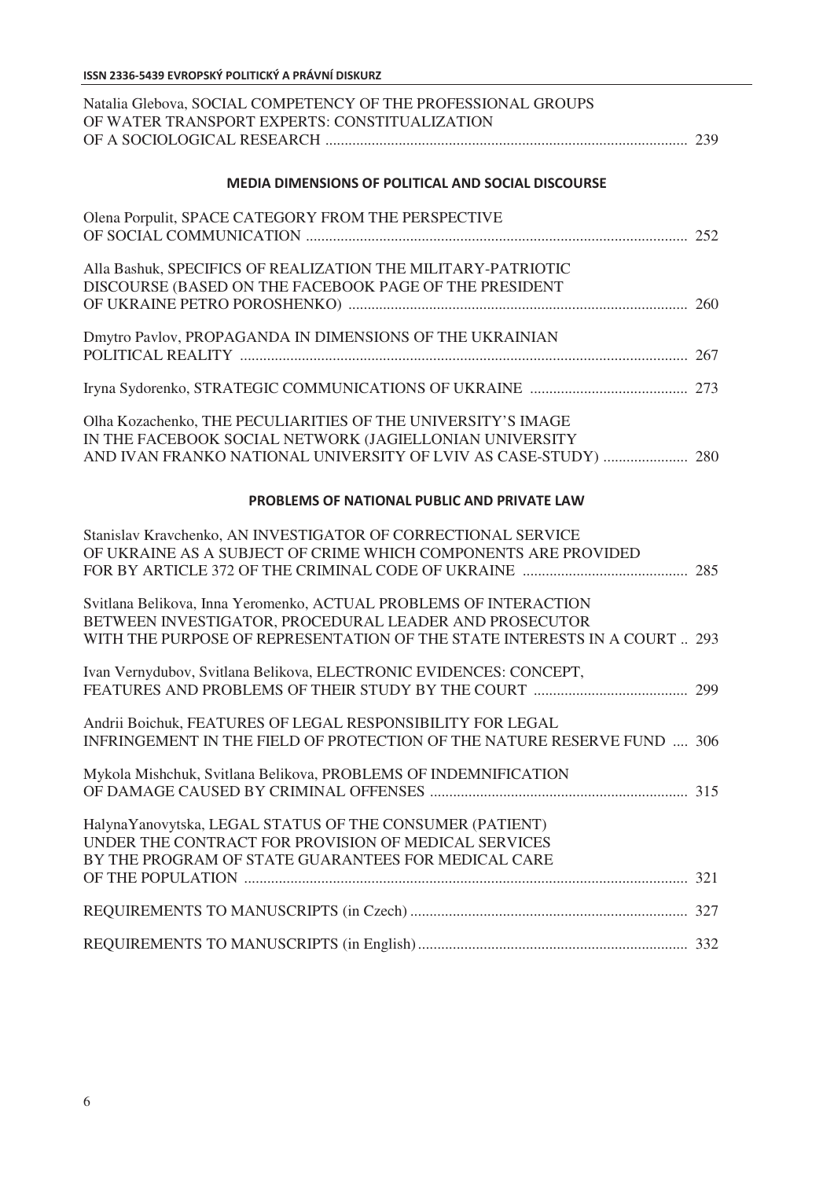Natalia Glebova, SOCIAL COMPETENCY OF THE PROFESSIONAL GROUPS OF WATER TRANSPORT EXPERTS: CONSTITUALIZATION OF A SOCIOLOGICAL RESEARCH ............................................................................................ 239

## MEDIA DIMENSIONS OF POLITICAL AND SOCIAL DISCOURSE

Olena Porpulit, SPACE CATEGORY FROM THE PERSPECTIVE OF SOCIAL COMMUNICATION .................................................................................................. 252

Alla Bashuk, SPECIFICS OF REALIZATION THE MILITARY-PATRIOTIC DISCOURSE (BASED ON THE FACEBOOK PAGE OF THE PRESIDENT OF UKRAINE PETRO POROSHENKO) ....................................................................................... 260

Dmytro Pavlov, PROPAGANDA IN DIMENSIONS OF THE UKRAINIAN POLITICAL REALITY .................................................................................................................. 267

Iryna Sydorenko, STRATEGIC COMMUNICATIONS OF UKRAINE ......................................... 273

Olha Kozachenko, THE PECULIARITIES OF THE UNIVERSITY'S IMAGE IN THE FACEBOOK SOCIAL NETWORK (JAGIELLONIAN UNIVERSITY AND IVAN FRANKO NATIONAL UNIVERSITY OF LVIV AS CASE-STUDY) ...................... 280

## PROBLEMS OF NATIONAL PUBLIC AND PRIVATE LAW

Stanislav Kravchenko, AN INVESTIGATOR OF CORRECTIONAL SERVICE OF UKRAINE AS A SUBJECT OF CRIME WHICH COMPONENTS ARE PROVIDED FOR BY ARTICLE 372 OF THE CRIMINAL CODE OF UKRAINE ........................................... 285

Svitlana Belikova, Inna Yeromenko, ACTUAL PROBLEMS OF INTERACTION BETWEEN INVESTIGATOR, PROCEDURAL LEADER AND PROSECUTOR WITH THE PURPOSE OF REPRESENTATION OF THE STATE INTERESTS IN A COURT .. 293

Ivan Vernydubov, Svitlana Belikova, ELECTRONIC EVIDENCES: CONCEPT, FEATURES AND PROBLEMS OF THEIR STUDY BY THE COURT ........................................ 299

Andrii Boichuk, FEATURES OF LEGAL RESPONSIBILITY FOR LEGAL INFRINGEMENT IN THE FIELD OF PROTECTION OF THE NATURE RESERVE FUND .... 306

Mykola Mishchuk, Svitlana Belikova, PROBLEMS OF INDEMNIFICATION OF DAMAGE CAUSED BY CRIMINAL OFFENSES ................................................................... 315

HalynaYanovytska, LEGAL STATUS OF THE CONSUMER (PATIENT) UNDER THE CONTRACT FOR PROVISION OF MEDICAL SERVICES BY THE PROGRAM OF STATE GUARANTEES FOR MEDICAL CARE OF THE POPULATION .................................................................................................................. 321

REQUIREMENTS TO MANUSCRIPTS (in Czech) ........................................................................ 327

REQUIREMENTS TO MANUSCRIPTS (in English) ...................................................................... 332